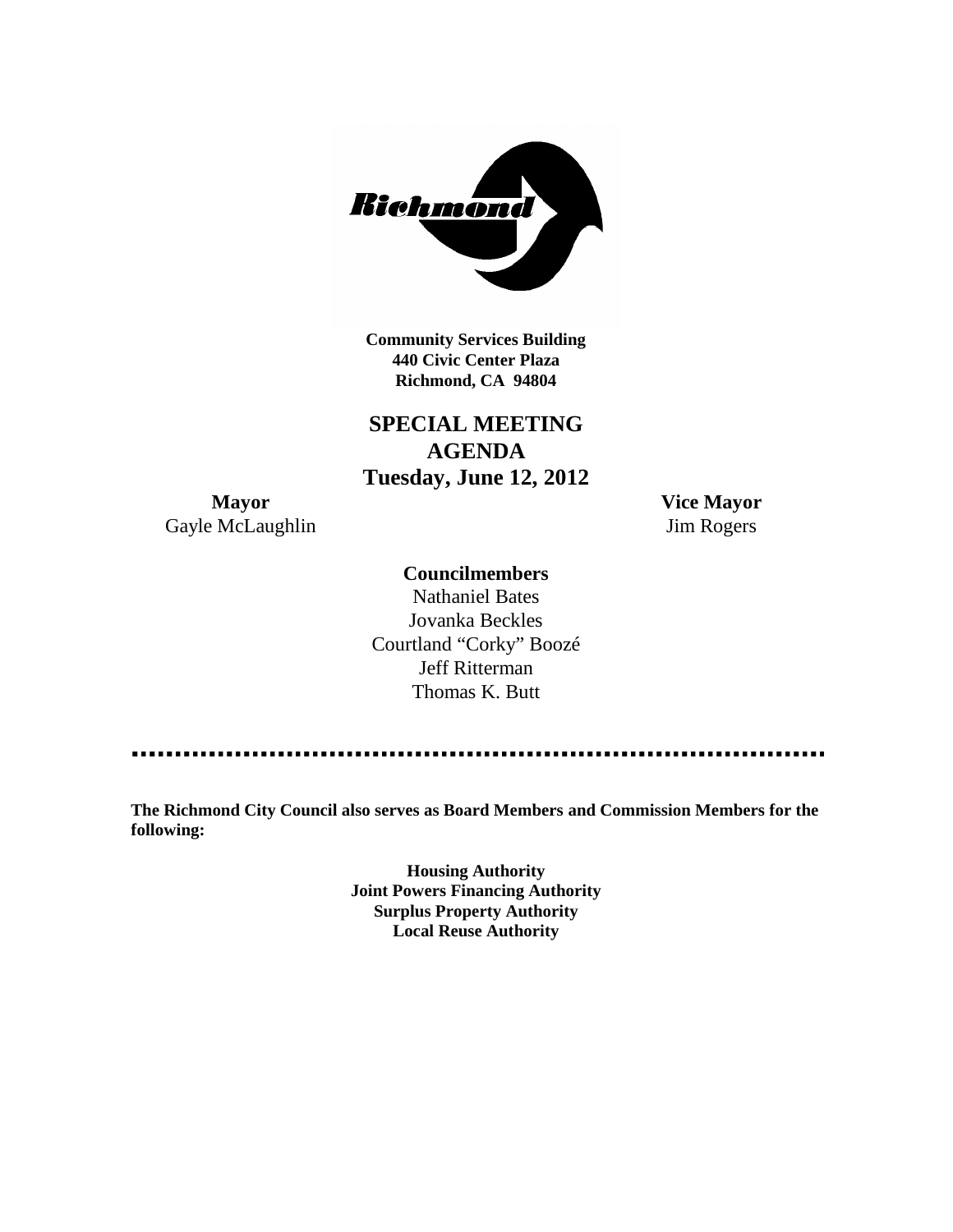**Community Services Building**
**440 Civic Center Plaza**
**Richmond, CA 94804**

# SPECIAL MEETING AGENDA
## Tuesday, June 12, 2012

**Mayor**
Gayle McLaughlin

**Vice Mayor**
Jim Rogers

**Councilmembers**
Nathaniel Bates
Jovanka Beckles
Courtland "Corky" Boozé
Jeff Ritterman
Thomas K. Butt

---

**The Richmond City Council also serves as Board Members and Commission Members for the following:**

**Housing Authority**
**Joint Powers Financing Authority**
**Surplus Property Authority**
**Local Reuse Authority**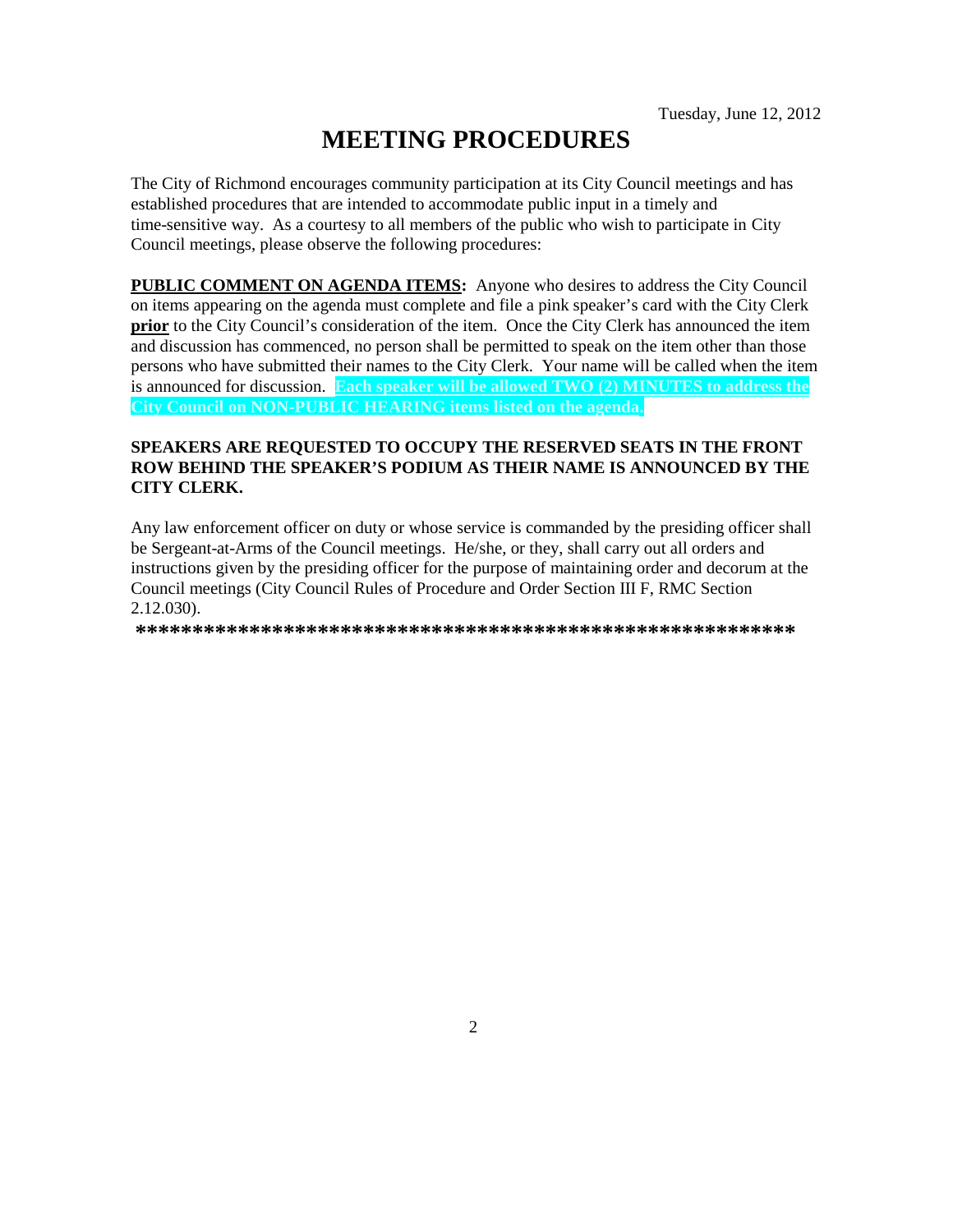Tuesday, June 12, 2012

# MEETING PROCEDURES

The City of Richmond encourages community participation at its City Council meetings and has established procedures that are intended to accommodate public input in a timely and time-sensitive way. As a courtesy to all members of the public who wish to participate in City Council meetings, please observe the following procedures:

**PUBLIC COMMENT ON AGENDA ITEMS:** Anyone who desires to address the City Council on items appearing on the agenda must complete and file a pink speaker's card with the City Clerk **prior** to the City Council's consideration of the item. Once the City Clerk has announced the item and discussion has commenced, no person shall be permitted to speak on the item other than those persons who have submitted their names to the City Clerk. Your name will be called when the item is announced for discussion. **Each speaker will be allowed TWO (2) MINUTES to address the City Council on NON-PUBLIC HEARING items listed on the agenda.**

**SPEAKERS ARE REQUESTED TO OCCUPY THE RESERVED SEATS IN THE FRONT ROW BEHIND THE SPEAKER'S PODIUM AS THEIR NAME IS ANNOUNCED BY THE CITY CLERK.**

Any law enforcement officer on duty or whose service is commanded by the presiding officer shall be Sergeant-at-Arms of the Council meetings. He/she, or they, shall carry out all orders and instructions given by the presiding officer for the purpose of maintaining order and decorum at the Council meetings (City Council Rules of Procedure and Order Section III F, RMC Section 2.12.030).

**************************************************************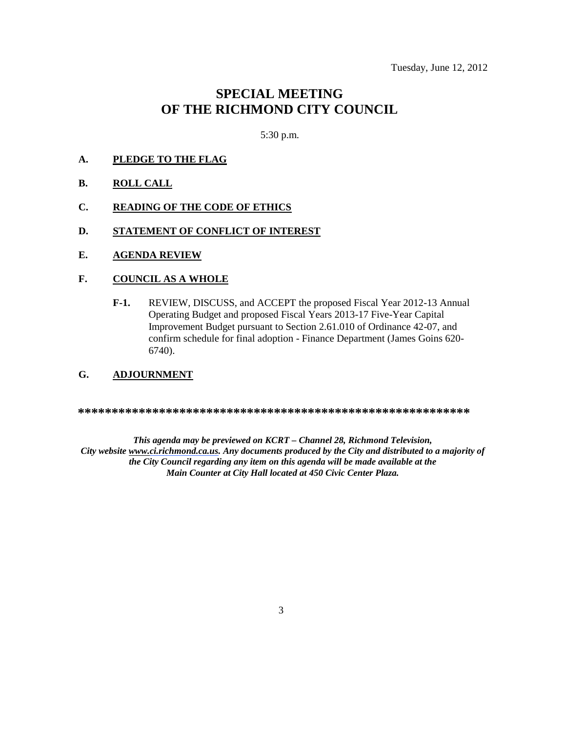Tuesday, June 12, 2012

# SPECIAL MEETING
# OF THE RICHMOND CITY COUNCIL

5:30 p.m.

**A. PLEDGE TO THE FLAG**

**B. ROLL CALL**

**C. READING OF THE CODE OF ETHICS**

**D. STATEMENT OF CONFLICT OF INTEREST**

**E. AGENDA REVIEW**

**F. COUNCIL AS A WHOLE**

**F-1.** REVIEW, DISCUSS, and ACCEPT the proposed Fiscal Year 2012-13 Annual Operating Budget and proposed Fiscal Years 2013-17 Five-Year Capital Improvement Budget pursuant to Section 2.61.010 of Ordinance 42-07, and confirm schedule for final adoption - Finance Department (James Goins 620-6740).

**G. ADJOURNMENT**

***********************************************************

***This agenda may be previewed on KCRT – Channel 28, Richmond Television, City website www.ci.richmond.ca.us. Any documents produced by the City and distributed to a majority of the City Council regarding any item on this agenda will be made available at the Main Counter at City Hall located at 450 Civic Center Plaza.***